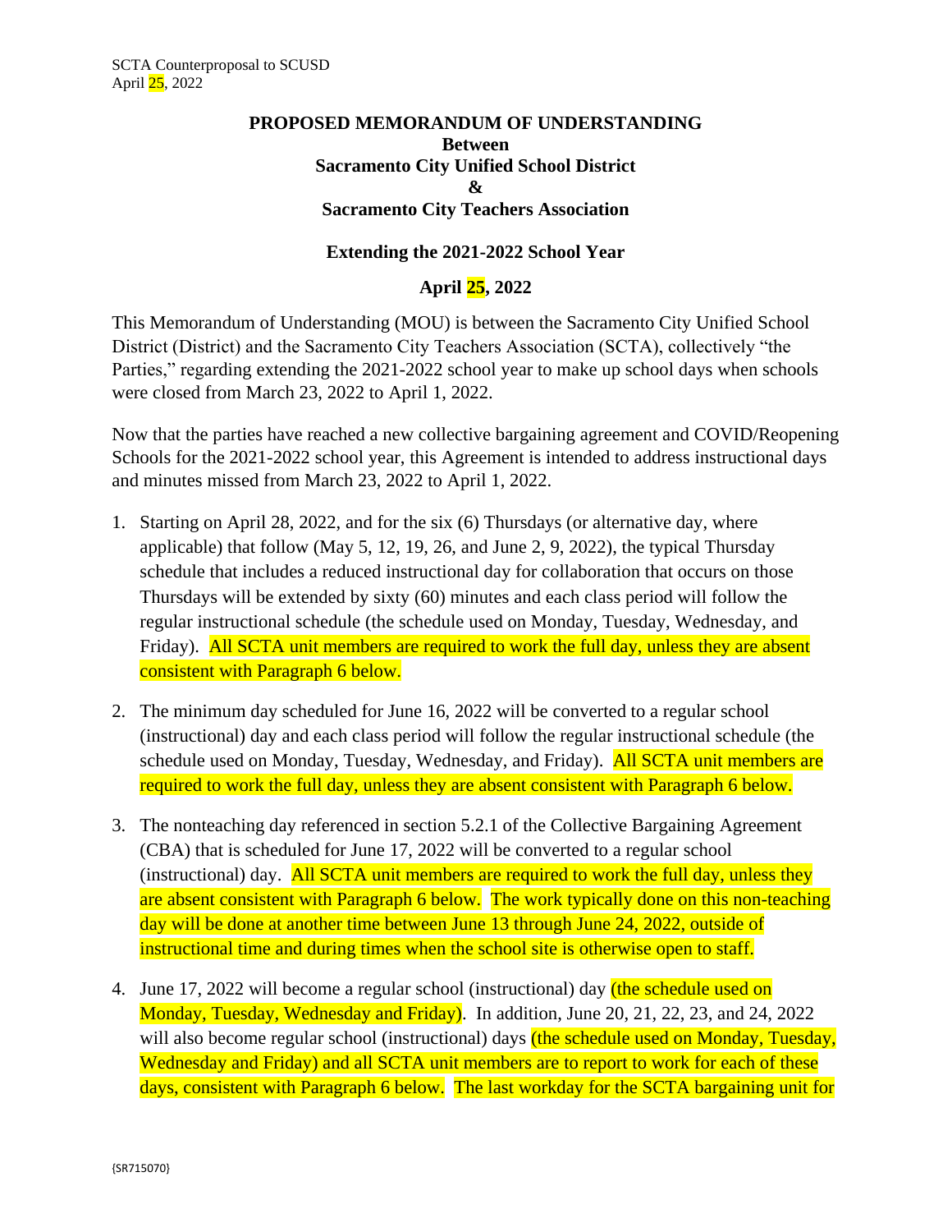SCTA Counterproposal to SCUSD
April 25, 2022

**PROPOSED MEMORANDUM OF UNDERSTANDING**
**Between**
**Sacramento City Unified School District**
**&**
**Sacramento City Teachers Association**

**Extending the 2021-2022 School Year**

**April 25, 2022**

This Memorandum of Understanding (MOU) is between the Sacramento City Unified School District (District) and the Sacramento City Teachers Association (SCTA), collectively "the Parties," regarding extending the 2021-2022 school year to make up school days when schools were closed from March 23, 2022 to April 1, 2022.

Now that the parties have reached a new collective bargaining agreement and COVID/Reopening Schools for the 2021-2022 school year, this Agreement is intended to address instructional days and minutes missed from March 23, 2022 to April 1, 2022.

1. Starting on April 28, 2022, and for the six (6) Thursdays (or alternative day, where applicable) that follow (May 5, 12, 19, 26, and June 2, 9, 2022), the typical Thursday schedule that includes a reduced instructional day for collaboration that occurs on those Thursdays will be extended by sixty (60) minutes and each class period will follow the regular instructional schedule (the schedule used on Monday, Tuesday, Wednesday, and Friday). All SCTA unit members are required to work the full day, unless they are absent consistent with Paragraph 6 below.

2. The minimum day scheduled for June 16, 2022 will be converted to a regular school (instructional) day and each class period will follow the regular instructional schedule (the schedule used on Monday, Tuesday, Wednesday, and Friday). All SCTA unit members are required to work the full day, unless they are absent consistent with Paragraph 6 below.

3. The nonteaching day referenced in section 5.2.1 of the Collective Bargaining Agreement (CBA) that is scheduled for June 17, 2022 will be converted to a regular school (instructional) day. All SCTA unit members are required to work the full day, unless they are absent consistent with Paragraph 6 below. The work typically done on this non-teaching day will be done at another time between June 13 through June 24, 2022, outside of instructional time and during times when the school site is otherwise open to staff.

4. June 17, 2022 will become a regular school (instructional) day (the schedule used on Monday, Tuesday, Wednesday and Friday). In addition, June 20, 21, 22, 23, and 24, 2022 will also become regular school (instructional) days (the schedule used on Monday, Tuesday, Wednesday and Friday) and all SCTA unit members are to report to work for each of these days, consistent with Paragraph 6 below. The last workday for the SCTA bargaining unit for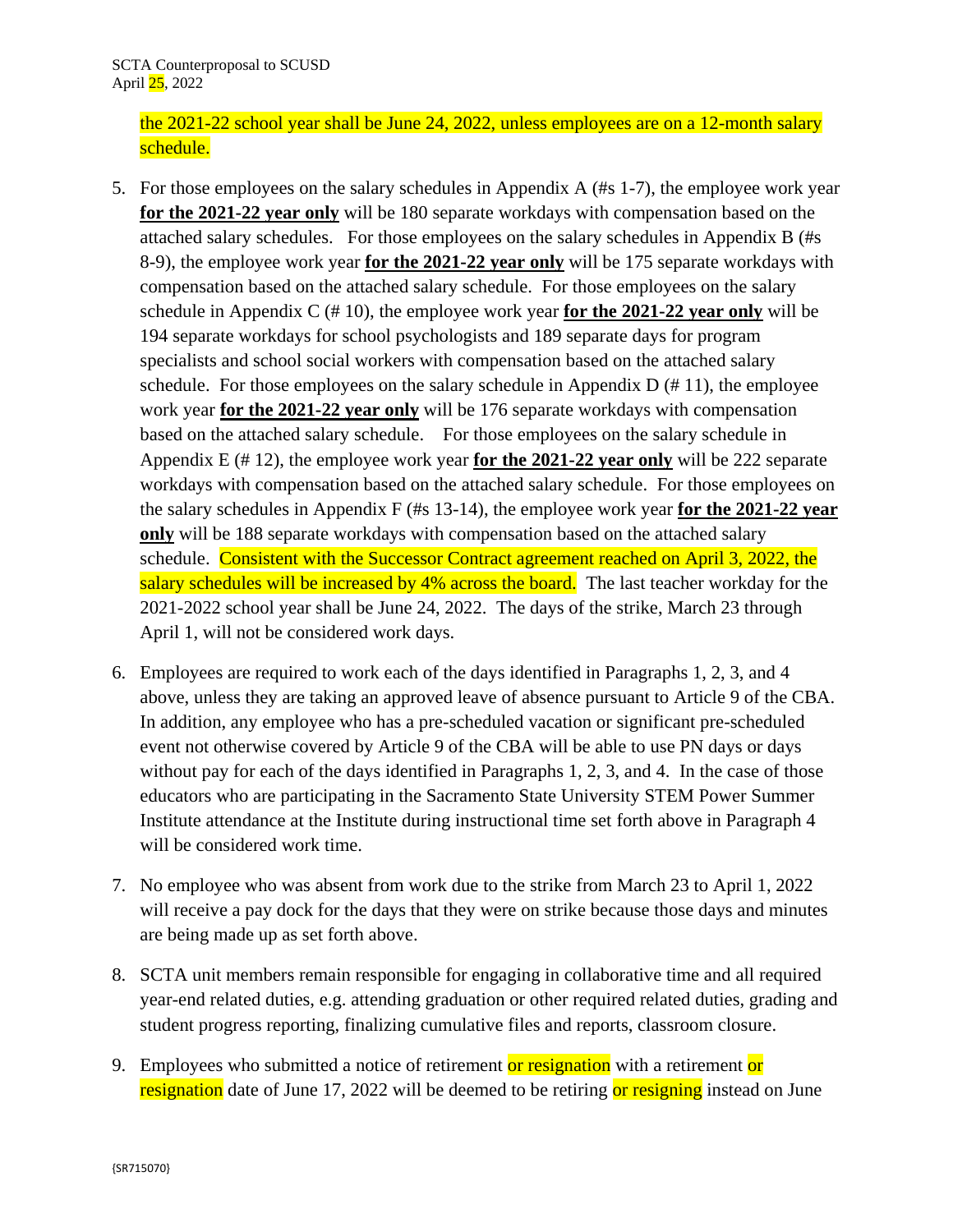the 2021-22 school year shall be June 24, 2022, unless employees are on a 12-month salary schedule.

5. For those employees on the salary schedules in Appendix A (#s 1-7), the employee work year **for the 2021-22 year only** will be 180 separate workdays with compensation based on the attached salary schedules. For those employees on the salary schedules in Appendix B (#s 8-9), the employee work year **for the 2021-22 year only** will be 175 separate workdays with compensation based on the attached salary schedule. For those employees on the salary schedule in Appendix C (# 10), the employee work year **for the 2021-22 year only** will be 194 separate workdays for school psychologists and 189 separate days for program specialists and school social workers with compensation based on the attached salary schedule. For those employees on the salary schedule in Appendix D (# 11), the employee work year **for the 2021-22 year only** will be 176 separate workdays with compensation based on the attached salary schedule. For those employees on the salary schedule in Appendix E (# 12), the employee work year **for the 2021-22 year only** will be 222 separate workdays with compensation based on the attached salary schedule. For those employees on the salary schedules in Appendix F (#s 13-14), the employee work year **for the 2021-22 year only** will be 188 separate workdays with compensation based on the attached salary schedule. Consistent with the Successor Contract agreement reached on April 3, 2022, the salary schedules will be increased by 4% across the board. The last teacher workday for the 2021-2022 school year shall be June 24, 2022. The days of the strike, March 23 through April 1, will not be considered work days.

6. Employees are required to work each of the days identified in Paragraphs 1, 2, 3, and 4 above, unless they are taking an approved leave of absence pursuant to Article 9 of the CBA. In addition, any employee who has a pre-scheduled vacation or significant pre-scheduled event not otherwise covered by Article 9 of the CBA will be able to use PN days or days without pay for each of the days identified in Paragraphs 1, 2, 3, and 4. In the case of those educators who are participating in the Sacramento State University STEM Power Summer Institute attendance at the Institute during instructional time set forth above in Paragraph 4 will be considered work time.

7. No employee who was absent from work due to the strike from March 23 to April 1, 2022 will receive a pay dock for the days that they were on strike because those days and minutes are being made up as set forth above.

8. SCTA unit members remain responsible for engaging in collaborative time and all required year-end related duties, e.g. attending graduation or other required related duties, grading and student progress reporting, finalizing cumulative files and reports, classroom closure.

9. Employees who submitted a notice of retirement or resignation with a retirement or resignation date of June 17, 2022 will be deemed to be retiring or resigning instead on June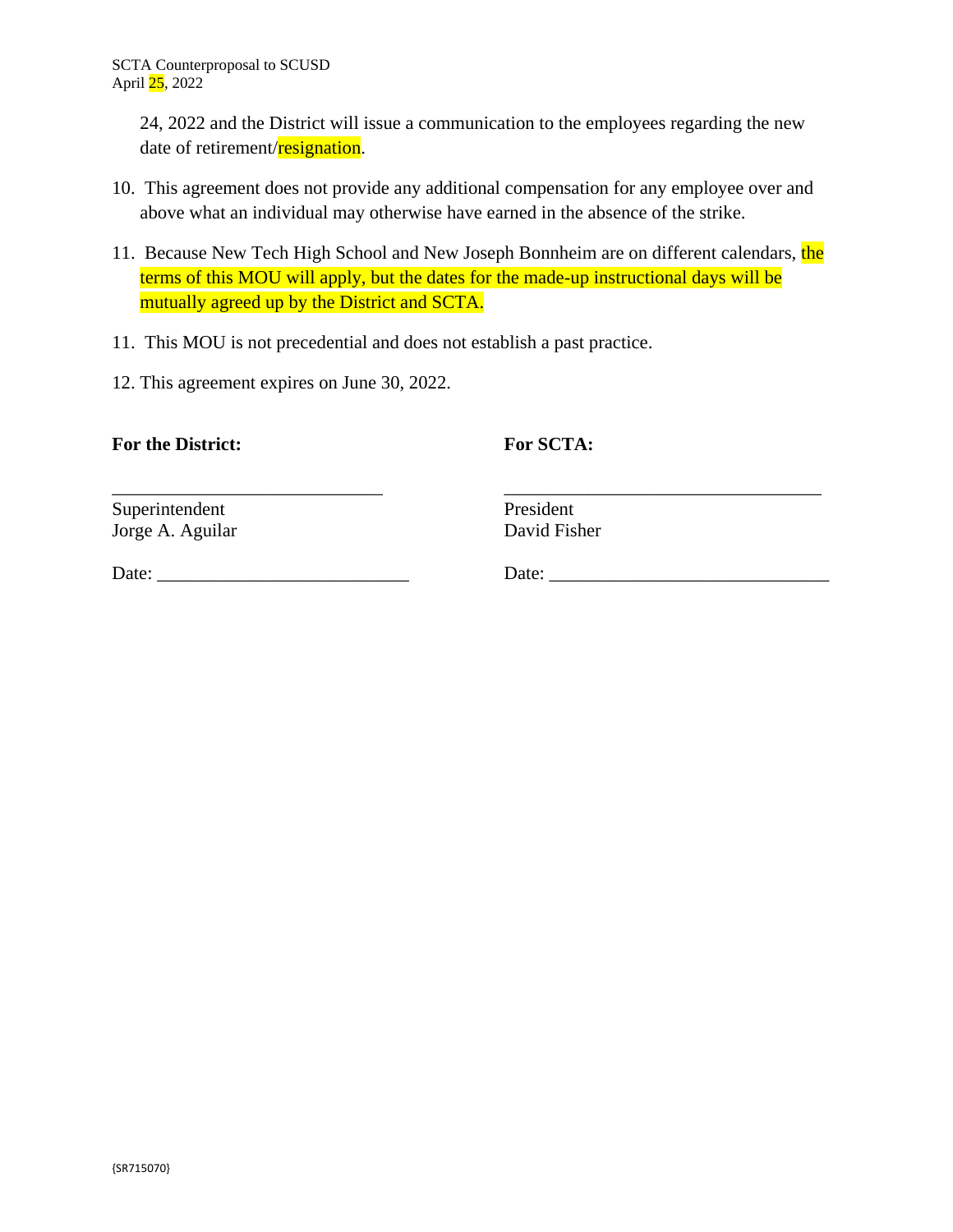24, 2022 and the District will issue a communication to the employees regarding the new date of retirement/resignation.

10. This agreement does not provide any additional compensation for any employee over and above what an individual may otherwise have earned in the absence of the strike.

11. Because New Tech High School and New Joseph Bonnheim are on different calendars, the terms of this MOU will apply, but the dates for the made-up instructional days will be mutually agreed up by the District and SCTA.

11. This MOU is not precedential and does not establish a past practice.

12. This agreement expires on June 30, 2022.

**For the District:**

_____________________________

Superintendent
Jorge A. Aguilar

Date: __________________________

**For SCTA:**

__________________________________

President
David Fisher

Date: ______________________________

{SR715070}